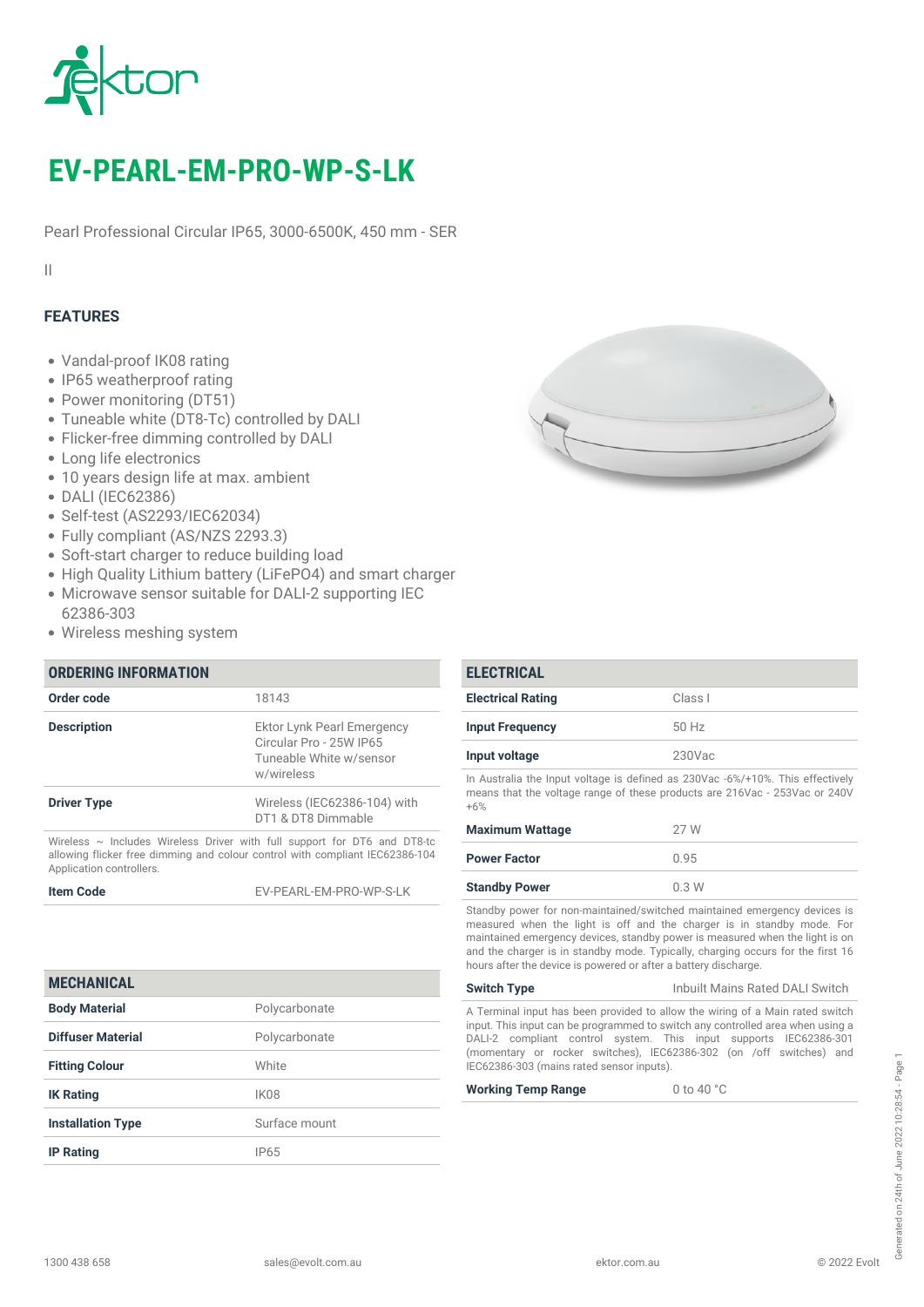# EV-PEARL-EM-PRO-WP-S-LK

Pearl Professional Circular IP65, 3000-6500K, 450 mm - SER

II

## FEATURES

- Vandal-proof IK08 rating
- IP65 weatherproof rating
- Power monitoring (DT51)
- Tuneable white (DT8-Tc) controlled by DALI
- Flicker-free dimming controlled by DALI
- Long life electronics
- 10 years design life at max. ambient
- DALI (IEC62386)
- Self-test (AS2293/IEC62034)
- Fully compliant (AS/NZS 2293.3)
- Soft-start charger to reduce building load
- High Quality Lithium battery (LiFePO4) and smart charger
- Microwave sensor suitable for DALI-2 supporting IEC 62386-303
- Wireless meshing system

## ORDERING INFORMATION

| | |
|---|---|
| **Order code** | 18143 |
| **Description** | Ektor Lynk Pearl Emergency Circular Pro - 25W IP65 Tuneable White w/sensor w/wireless |
| **Driver Type** | Wireless (IEC62386-104) with DT1 & DT8 Dimmable |

Wireless ~ Includes Wireless Driver with full support for DT6 and DT8-tc allowing flicker free dimming and colour control with compliant IEC62386-104 Application controllers.

| | |
|---|---|
| **Item Code** | EV-PEARL-EM-PRO-WP-S-LK |

## MECHANICAL

| | |
|---|---|
| **Body Material** | Polycarbonate |
| **Diffuser Material** | Polycarbonate |
| **Fitting Colour** | White |
| **IK Rating** | IK08 |
| **Installation Type** | Surface mount |
| **IP Rating** | IP65 |

## ELECTRICAL

| | |
|---|---|
| **Electrical Rating** | Class I |
| **Input Frequency** | 50 Hz |
| **Input voltage** | 230Vac |

In Australia the Input voltage is defined as 230Vac -6%/+10%. This effectively means that the voltage range of these products are 216Vac - 253Vac or 240V +6%

| | |
|---|---|
| **Maximum Wattage** | 27 W |
| **Power Factor** | 0.95 |
| **Standby Power** | 0.3 W |

Standby power for non-maintained/switched maintained emergency devices is measured when the light is off and the charger is in standby mode. For maintained emergency devices, standby power is measured when the light is on and the charger is in standby mode. Typically, charging occurs for the first 16 hours after the device is powered or after a battery discharge.

| | |
|---|---|
| **Switch Type** | Inbuilt Mains Rated DALI Switch |

A Terminal input has been provided to allow the wiring of a Main rated switch input. This input can be programmed to switch any controlled area when using a DALI-2 compliant control system. This input supports IEC62386-301 (momentary or rocker switches), IEC62386-302 (on /off switches) and IEC62386-303 (mains rated sensor inputs).

| | |
|---|---|
| **Working Temp Range** | 0 to 40 °C |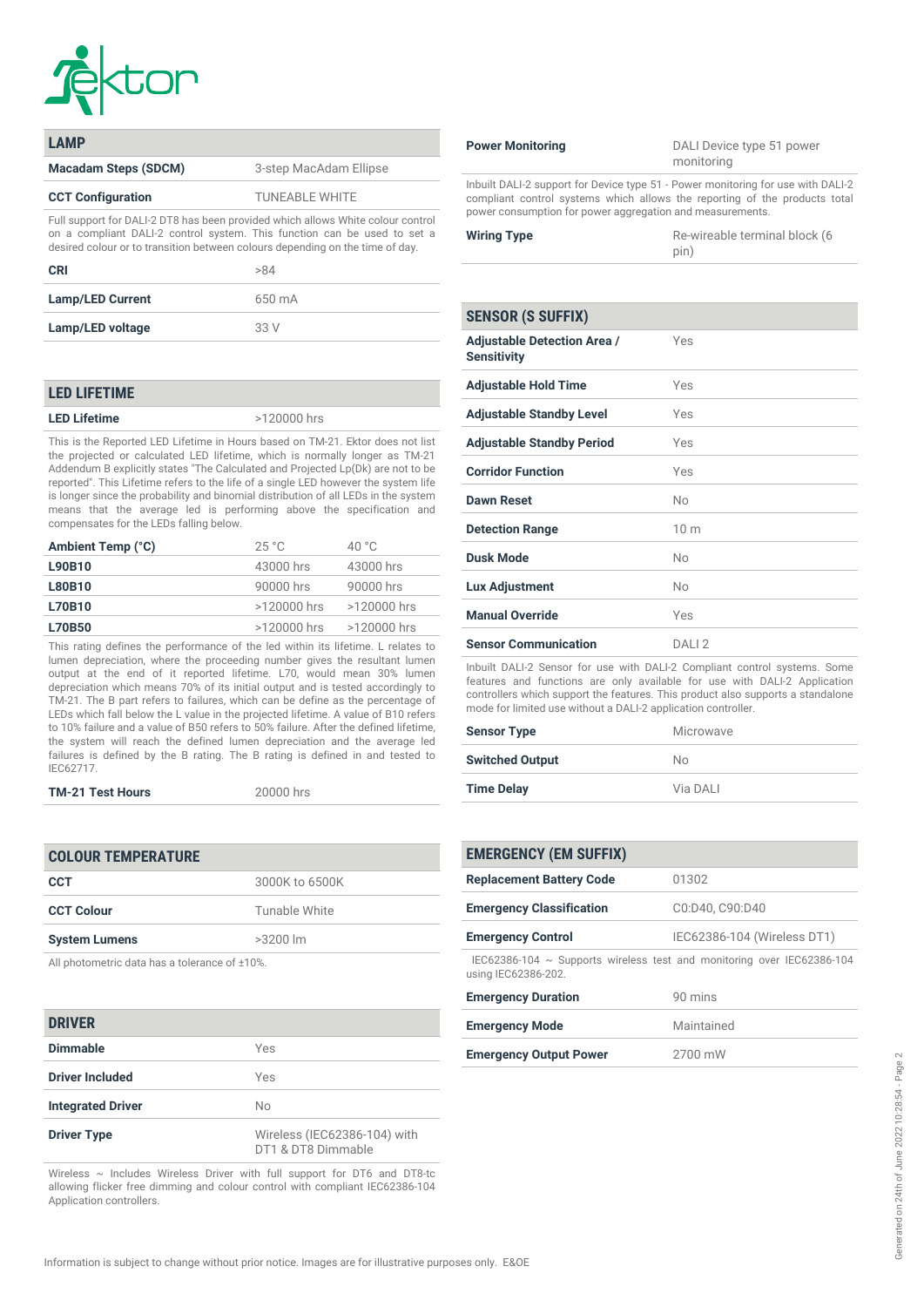## LAMP

| | |
|---|---|
| **Macadam Steps (SDCM)** | 3-step MacAdam Ellipse |
| **CCT Configuration** | TUNEABLE WHITE |

Full support for DALI-2 DT8 has been provided which allows White colour control on a compliant DALI-2 control system. This function can be used to set a desired colour or to transition between colours depending on the time of day.

| | |
|---|---|
| **CRI** | >84 |
| **Lamp/LED Current** | 650 mA |
| **Lamp/LED voltage** | 33 V |

## LED LIFETIME

| | |
|---|---|
| **LED Lifetime** | >120000 hrs |

This is the Reported LED Lifetime in Hours based on TM-21. Ektor does not list the projected or calculated LED lifetime, which is normally longer as TM-21 Addendum B explicitly states "The Calculated and Projected Lp(Dk) are not to be reported". This Lifetime refers to the life of a single LED however the system life is longer since the probability and binomial distribution of all LEDs in the system means that the average led is performing above the specification and compensates for the LEDs falling below.

| Ambient Temp (°C) | 25 °C | 40 °C |
|---|---|---|
| **L90B10** | 43000 hrs | 43000 hrs |
| **L80B10** | 90000 hrs | 90000 hrs |
| **L70B10** | >120000 hrs | >120000 hrs |
| **L70B50** | >120000 hrs | >120000 hrs |

This rating defines the performance of the led within its lifetime. L relates to lumen depreciation, where the proceeding number gives the resultant lumen output at the end of it reported lifetime. L70, would mean 30% lumen depreciation which means 70% of its initial output and is tested accordingly to TM-21. The B part refers to failures, which can be define as the percentage of LEDs which fall below the L value in the projected lifetime. A value of B10 refers to 10% failure and a value of B50 refers to 50% failure. After the defined lifetime, the system will reach the defined lumen depreciation and the average led failures is defined by the B rating. The B rating is defined in and tested to IEC62717.

| | |
|---|---|
| **TM-21 Test Hours** | 20000 hrs |

## COLOUR TEMPERATURE

| | |
|---|---|
| **CCT** | 3000K to 6500K |
| **CCT Colour** | Tunable White |
| **System Lumens** | >3200 lm |

All photometric data has a tolerance of ±10%.

## DRIVER

| | |
|---|---|
| **Dimmable** | Yes |
| **Driver Included** | Yes |
| **Integrated Driver** | No |
| **Driver Type** | Wireless (IEC62386-104) with DT1 & DT8 Dimmable |

Wireless ~ Includes Wireless Driver with full support for DT6 and DT8-tc allowing flicker free dimming and colour control with compliant IEC62386-104 Application controllers.

| | |
|---|---|
| **Power Monitoring** | DALI Device type 51 power monitoring |

Inbuilt DALI-2 support for Device type 51 - Power monitoring for use with DALI-2 compliant control systems which allows the reporting of the products total power consumption for power aggregation and measurements.

| | |
|---|---|
| **Wiring Type** | Re-wireable terminal block (6 pin) |

## SENSOR (S SUFFIX)

| | |
|---|---|
| **Adjustable Detection Area / Sensitivity** | Yes |
| **Adjustable Hold Time** | Yes |
| **Adjustable Standby Level** | Yes |
| **Adjustable Standby Period** | Yes |
| **Corridor Function** | Yes |
| **Dawn Reset** | No |
| **Detection Range** | 10 m |
| **Dusk Mode** | No |
| **Lux Adjustment** | No |
| **Manual Override** | Yes |
| **Sensor Communication** | DALI 2 |

Inbuilt DALI-2 Sensor for use with DALI-2 Compliant control systems. Some features and functions are only available for use with DALI-2 Application controllers which support the features. This product also supports a standalone mode for limited use without a DALI-2 application controller.

| | |
|---|---|
| **Sensor Type** | Microwave |
| **Switched Output** | No |
| **Time Delay** | Via DALI |

## EMERGENCY (EM SUFFIX)

| | |
|---|---|
| **Replacement Battery Code** | 01302 |
| **Emergency Classification** | C0:D40, C90:D40 |
| **Emergency Control** | IEC62386-104 (Wireless DT1) |

IEC62386-104 ~ Supports wireless test and monitoring over IEC62386-104 using IEC62386-202.

| | |
|---|---|
| **Emergency Duration** | 90 mins |
| **Emergency Mode** | Maintained |
| **Emergency Output Power** | 2700 mW |

Information is subject to change without prior notice. Images are for illustrative purposes only. E&OE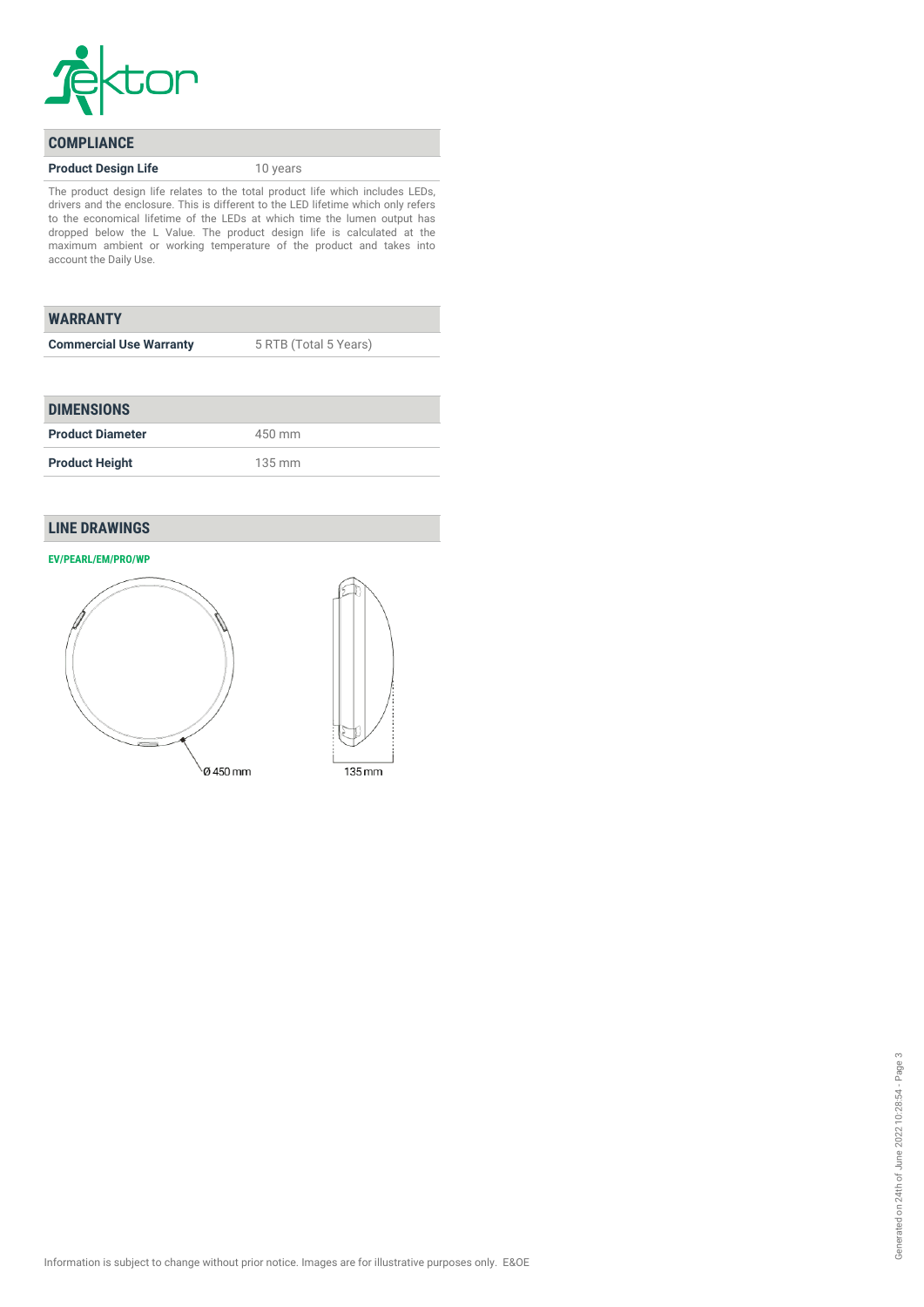## COMPLIANCE

| | |
|---|---|
| **Product Design Life** | 10 years |

The product design life relates to the total product life which includes LEDs, drivers and the enclosure. This is different to the LED lifetime which only refers to the economical lifetime of the LEDs at which time the lumen output has dropped below the L Value. The product design life is calculated at the maximum ambient or working temperature of the product and takes into account the Daily Use.

## WARRANTY

| | |
|---|---|
| **Commercial Use Warranty** | 5 RTB (Total 5 Years) |

## DIMENSIONS

| | |
|---|---|
| **Product Diameter** | 450 mm |
| **Product Height** | 135 mm |

## LINE DRAWINGS

**EV/PEARL/EM/PRO/WP**

Ø 450 mm

135 mm

Information is subject to change without prior notice. Images are for illustrative purposes only. E&OE